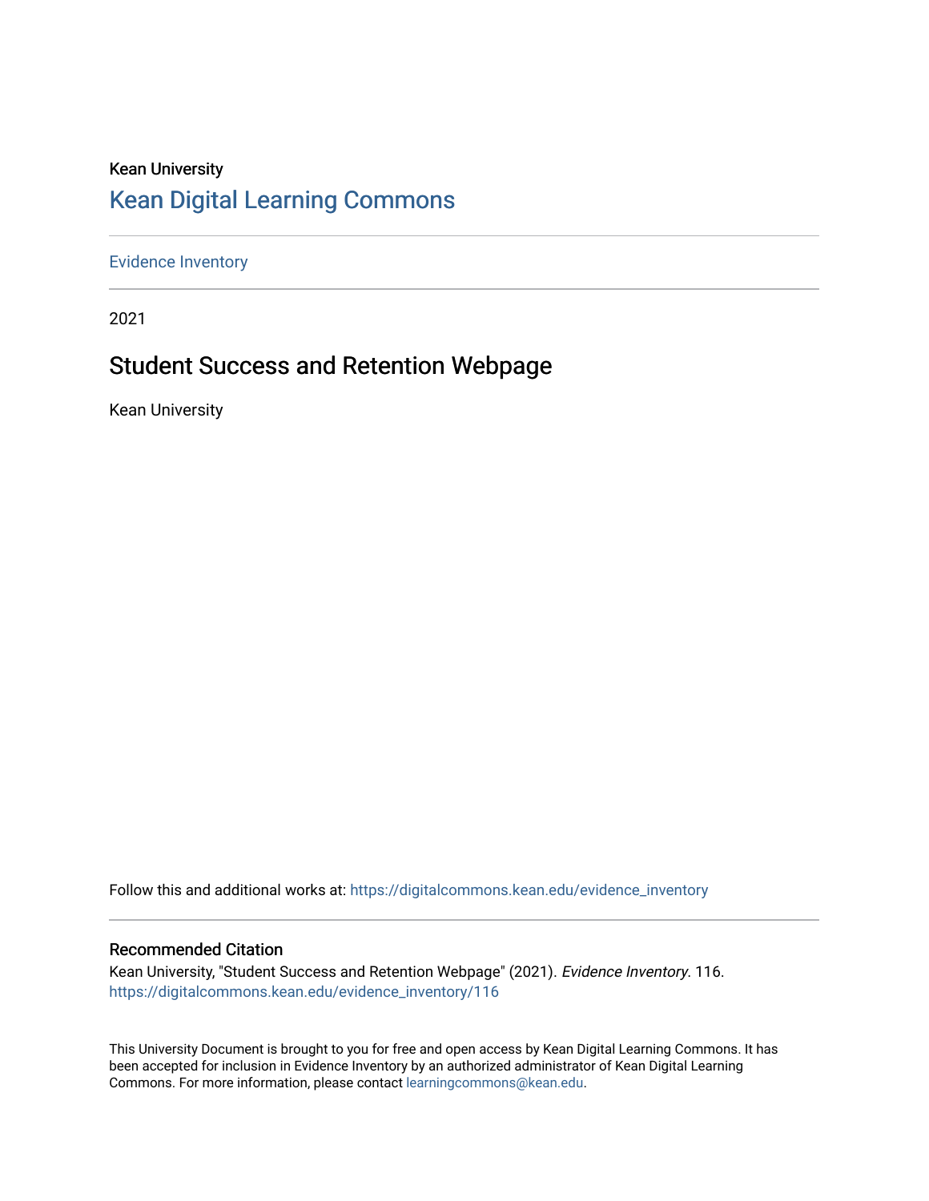Kean University

# Kean Digital Learning Commons

Evidence Inventory

2021

## Student Success and Retention Webpage

Kean University

Follow this and additional works at: https://digitalcommons.kean.edu/evidence_inventory

### Recommended Citation

Kean University, "Student Success and Retention Webpage" (2021). *Evidence Inventory*. 116.
https://digitalcommons.kean.edu/evidence_inventory/116

This University Document is brought to you for free and open access by Kean Digital Learning Commons. It has been accepted for inclusion in Evidence Inventory by an authorized administrator of Kean Digital Learning Commons. For more information, please contact learningcommons@kean.edu.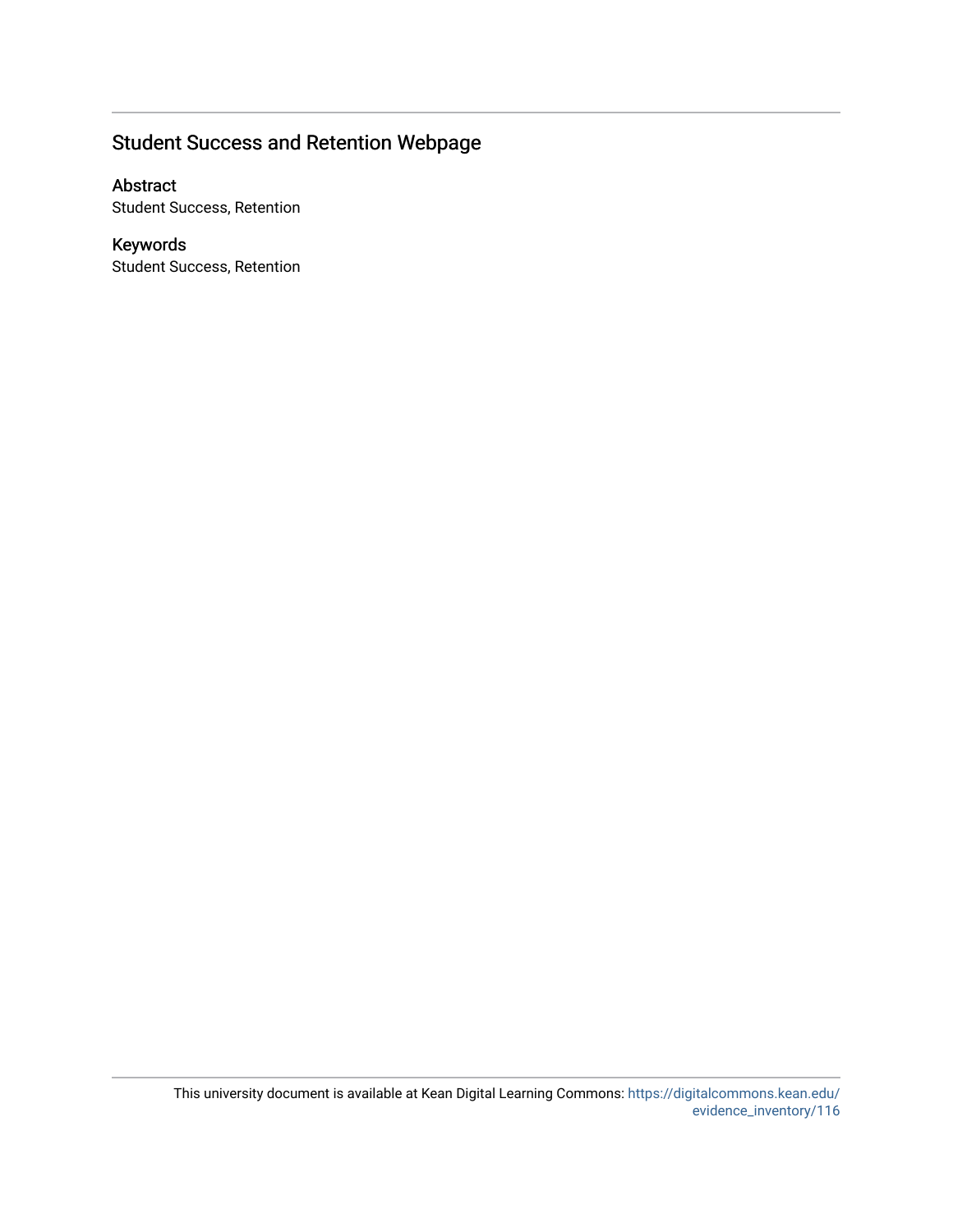## Student Success and Retention Webpage

### Abstract

Student Success, Retention

### Keywords

Student Success, Retention

This university document is available at Kean Digital Learning Commons: https://digitalcommons.kean.edu/evidence_inventory/116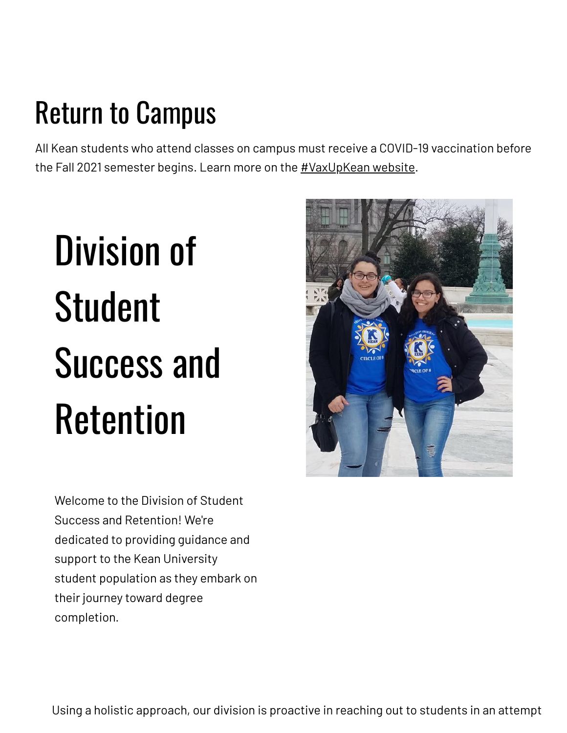## Return to Campus

All Kean students who attend classes on campus must receive a COVID-19 vaccination before the Fall 2021 semester begins. Learn more on the #VaxUpKean website.

# Division of Student Success and Retention

Welcome to the Division of Student Success and Retention! We're dedicated to providing guidance and support to the Kean University student population as they embark on their journey toward degree completion.

Using a holistic approach, our division is proactive in reaching out to students in an attempt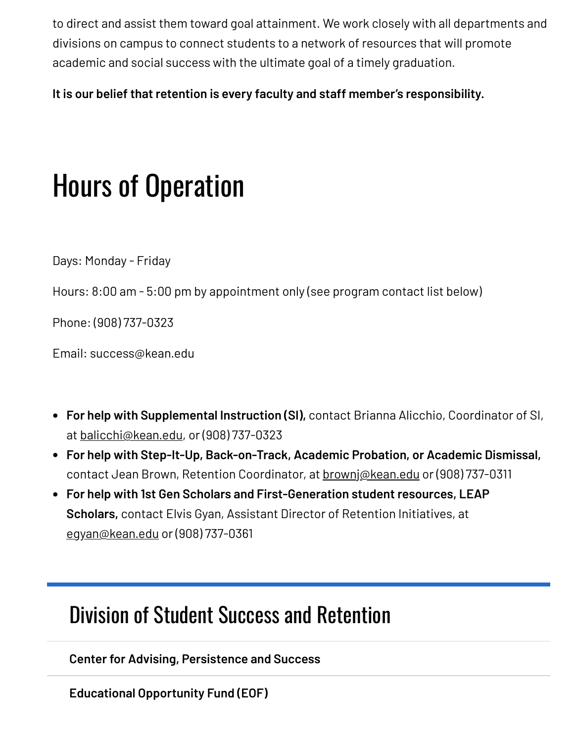to direct and assist them toward goal attainment. We work closely with all departments and divisions on campus to connect students to a network of resources that will promote academic and social success with the ultimate goal of a timely graduation.

**It is our belief that retention is every faculty and staff member's responsibility.**

# Hours of Operation

Days: Monday - Friday

Hours: 8:00 am - 5:00 pm by appointment only (see program contact list below)

Phone: (908) 737-0323

Email: success@kean.edu

- **For help with Supplemental Instruction (SI),** contact Brianna Alicchio, Coordinator of SI, at balicchi@kean.edu, or (908) 737-0323
- **For help with Step-It-Up, Back-on-Track, Academic Probation, or Academic Dismissal,** contact Jean Brown, Retention Coordinator, at brownj@kean.edu or (908) 737-0311
- **For help with 1st Gen Scholars and First-Generation student resources, LEAP Scholars,** contact Elvis Gyan, Assistant Director of Retention Initiatives, at egyan@kean.edu or (908) 737-0361

## Division of Student Success and Retention

**Center for Advising, Persistence and Success**

**Educational Opportunity Fund (EOF)**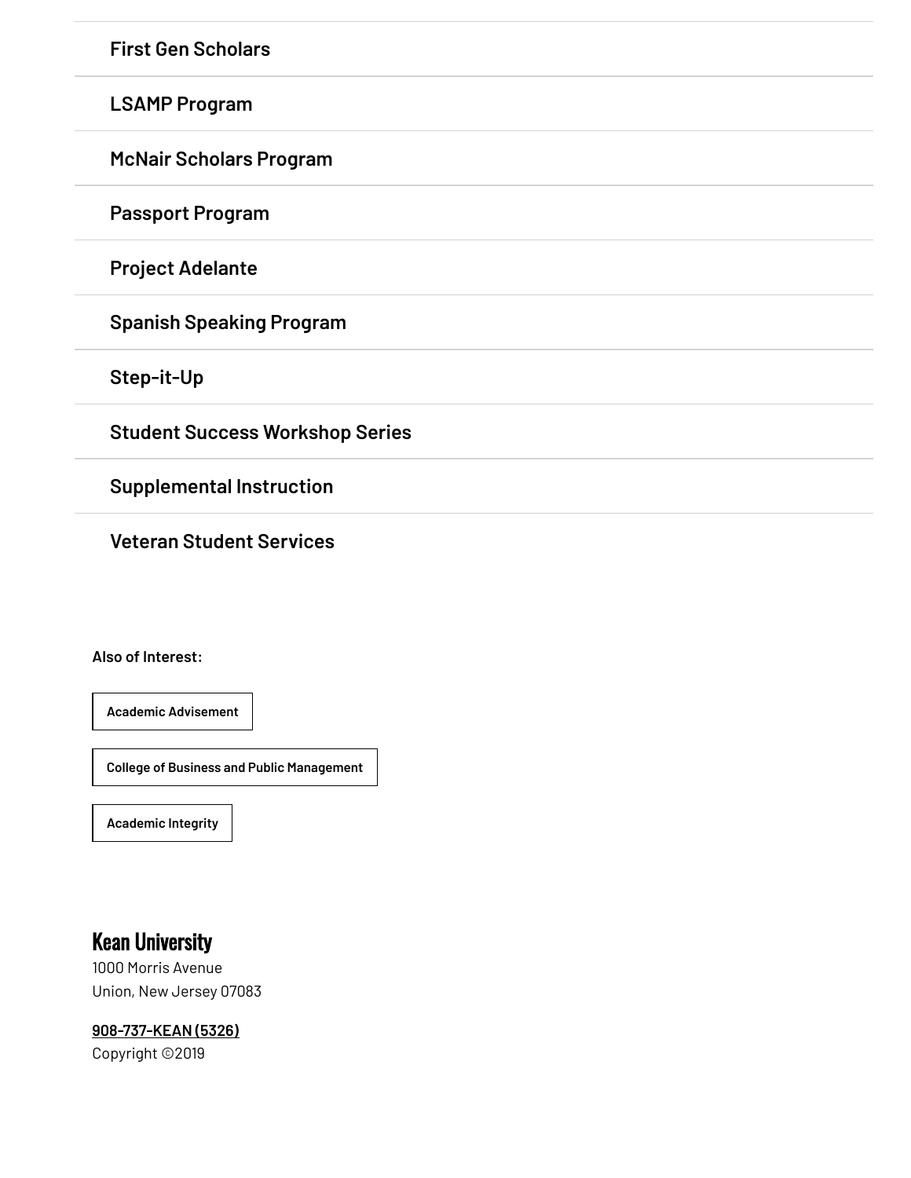First Gen Scholars

LSAMP Program

McNair Scholars Program

Passport Program

Project Adelante

Spanish Speaking Program

Step-it-Up

Student Success Workshop Series

Supplemental Instruction

Veteran Student Services

**Also of Interest:**

Academic Advisement

College of Business and Public Management

Academic Integrity

**Kean University**
1000 Morris Avenue
Union, New Jersey 07083

908-737-KEAN (5326)
Copyright ©2019